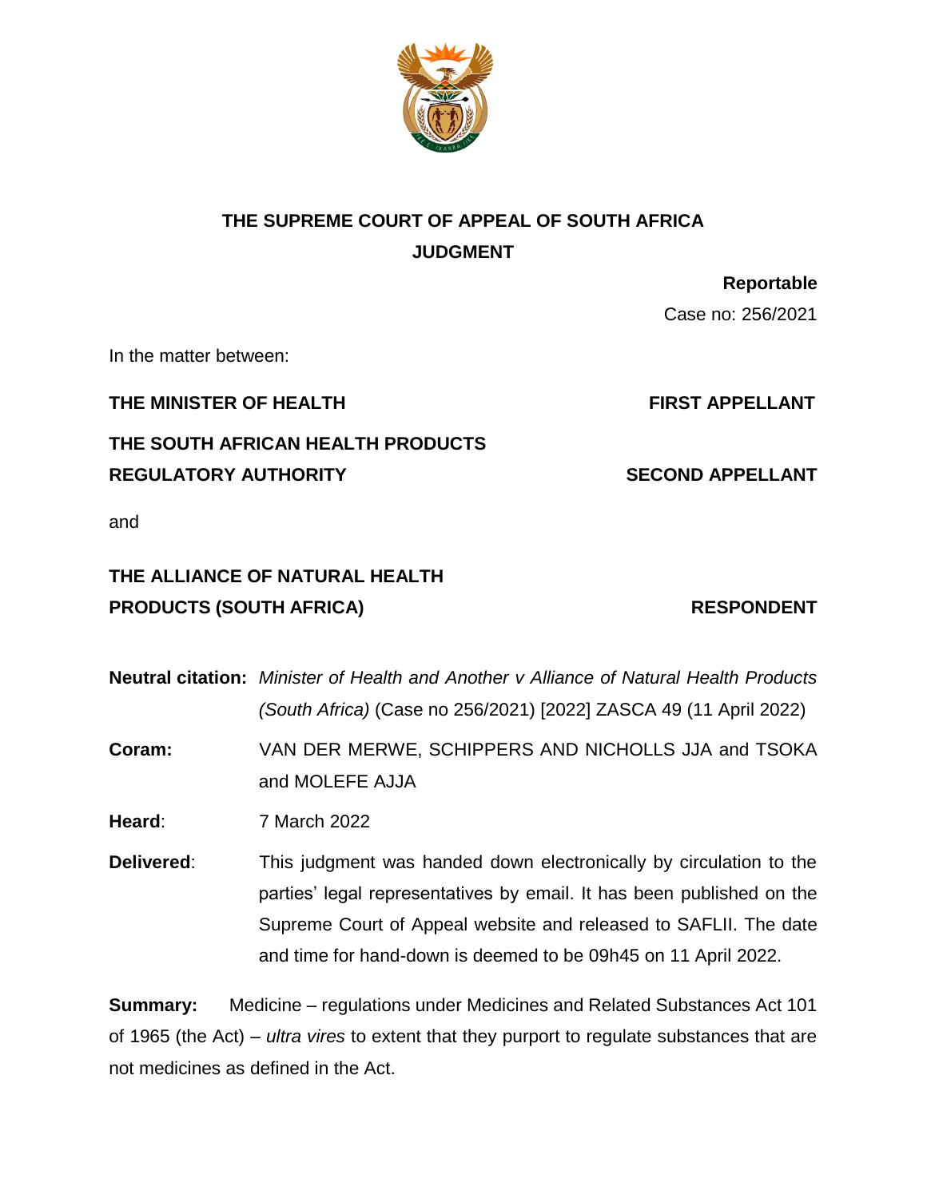# THE SUPREME COURT OF APPEAL OF SOUTH AFRICA

## JUDGMENT

**Reportable**

Case no: 256/2021

In the matter between:

**THE MINISTER OF HEALTH** — **FIRST APPELLANT**

**THE SOUTH AFRICAN HEALTH PRODUCTS REGULATORY AUTHORITY** — **SECOND APPELLANT**

and

**THE ALLIANCE OF NATURAL HEALTH PRODUCTS (SOUTH AFRICA)** — **RESPONDENT**

**Neutral citation:** *Minister of Health and Another v Alliance of Natural Health Products (South Africa)* (Case no 256/2021) [2022] ZASCA 49 (11 April 2022)

**Coram:** VAN DER MERWE, SCHIPPERS AND NICHOLLS JJA and TSOKA and MOLEFE AJJA

**Heard**: 7 March 2022

**Delivered**: This judgment was handed down electronically by circulation to the parties' legal representatives by email. It has been published on the Supreme Court of Appeal website and released to SAFLII. The date and time for hand-down is deemed to be 09h45 on 11 April 2022.

**Summary:** Medicine – regulations under Medicines and Related Substances Act 101 of 1965 (the Act) – *ultra vires* to extent that they purport to regulate substances that are not medicines as defined in the Act.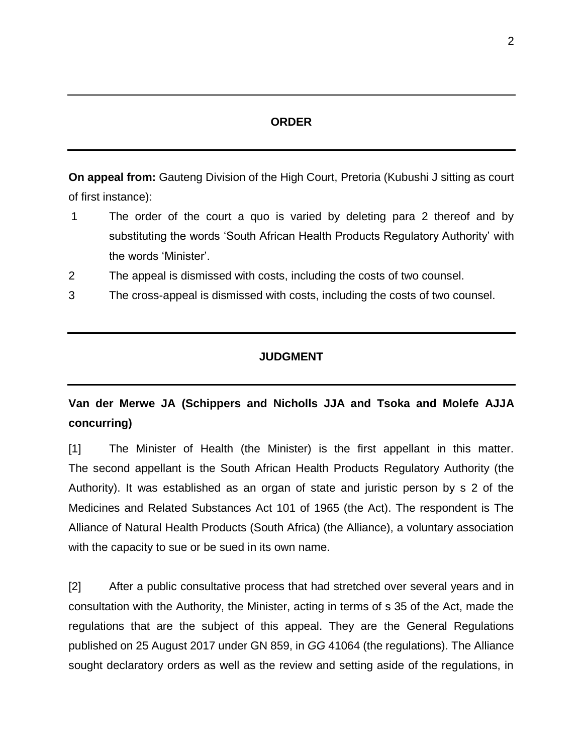## ORDER

**On appeal from:** Gauteng Division of the High Court, Pretoria (Kubushi J sitting as court of first instance):

1. The order of the court a quo is varied by deleting para 2 thereof and by substituting the words 'South African Health Products Regulatory Authority' with the words 'Minister'.
2. The appeal is dismissed with costs, including the costs of two counsel.
3. The cross-appeal is dismissed with costs, including the costs of two counsel.

## JUDGMENT

**Van der Merwe JA (Schippers and Nicholls JJA and Tsoka and Molefe AJJA concurring)**

[1] The Minister of Health (the Minister) is the first appellant in this matter. The second appellant is the South African Health Products Regulatory Authority (the Authority). It was established as an organ of state and juristic person by s 2 of the Medicines and Related Substances Act 101 of 1965 (the Act). The respondent is The Alliance of Natural Health Products (South Africa) (the Alliance), a voluntary association with the capacity to sue or be sued in its own name.

[2] After a public consultative process that had stretched over several years and in consultation with the Authority, the Minister, acting in terms of s 35 of the Act, made the regulations that are the subject of this appeal. They are the General Regulations published on 25 August 2017 under GN 859, in *GG* 41064 (the regulations). The Alliance sought declaratory orders as well as the review and setting aside of the regulations, in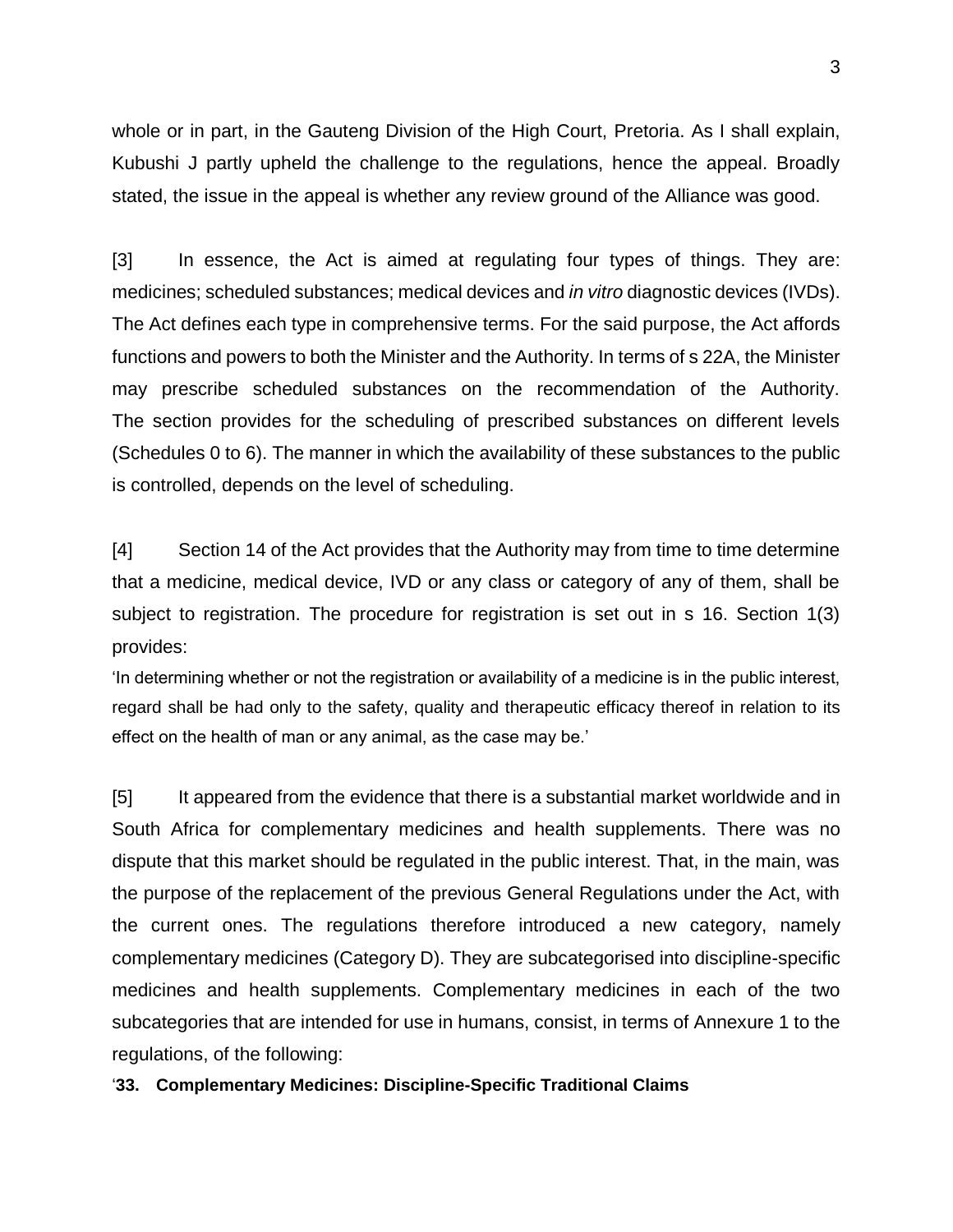whole or in part, in the Gauteng Division of the High Court, Pretoria. As I shall explain, Kubushi J partly upheld the challenge to the regulations, hence the appeal. Broadly stated, the issue in the appeal is whether any review ground of the Alliance was good.

[3] In essence, the Act is aimed at regulating four types of things. They are: medicines; scheduled substances; medical devices and *in vitro* diagnostic devices (IVDs). The Act defines each type in comprehensive terms. For the said purpose, the Act affords functions and powers to both the Minister and the Authority. In terms of s 22A, the Minister may prescribe scheduled substances on the recommendation of the Authority. The section provides for the scheduling of prescribed substances on different levels (Schedules 0 to 6). The manner in which the availability of these substances to the public is controlled, depends on the level of scheduling.

[4] Section 14 of the Act provides that the Authority may from time to time determine that a medicine, medical device, IVD or any class or category of any of them, shall be subject to registration. The procedure for registration is set out in s 16. Section 1(3) provides:

'In determining whether or not the registration or availability of a medicine is in the public interest, regard shall be had only to the safety, quality and therapeutic efficacy thereof in relation to its effect on the health of man or any animal, as the case may be.'

[5] It appeared from the evidence that there is a substantial market worldwide and in South Africa for complementary medicines and health supplements. There was no dispute that this market should be regulated in the public interest. That, in the main, was the purpose of the replacement of the previous General Regulations under the Act, with the current ones. The regulations therefore introduced a new category, namely complementary medicines (Category D). They are subcategorised into discipline-specific medicines and health supplements. Complementary medicines in each of the two subcategories that are intended for use in humans, consist, in terms of Annexure 1 to the regulations, of the following:

'**33. Complementary Medicines: Discipline-Specific Traditional Claims**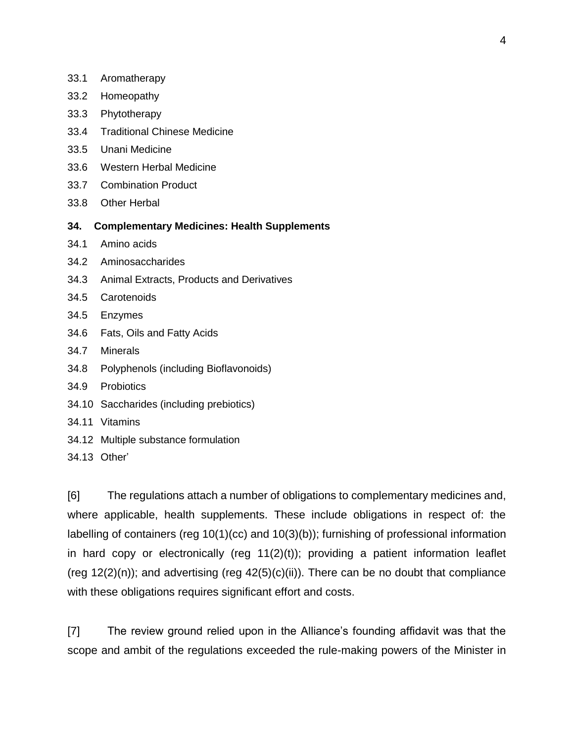33.1 Aromatherapy

33.2 Homeopathy

33.3 Phytotherapy

33.4 Traditional Chinese Medicine

33.5 Unani Medicine

33.6 Western Herbal Medicine

33.7 Combination Product

33.8 Other Herbal

**34. Complementary Medicines: Health Supplements**

34.1 Amino acids

34.2 Aminosaccharides

34.3 Animal Extracts, Products and Derivatives

34.5 Carotenoids

34.5 Enzymes

34.6 Fats, Oils and Fatty Acids

34.7 Minerals

34.8 Polyphenols (including Bioflavonoids)

34.9 Probiotics

34.10 Saccharides (including prebiotics)

34.11 Vitamins

34.12 Multiple substance formulation

34.13 Other'

[6] The regulations attach a number of obligations to complementary medicines and, where applicable, health supplements. These include obligations in respect of: the labelling of containers (reg 10(1)(cc) and 10(3)(b)); furnishing of professional information in hard copy or electronically (reg 11(2)(t)); providing a patient information leaflet (reg 12(2)(n)); and advertising (reg 42(5)(c)(ii)). There can be no doubt that compliance with these obligations requires significant effort and costs.

[7] The review ground relied upon in the Alliance's founding affidavit was that the scope and ambit of the regulations exceeded the rule-making powers of the Minister in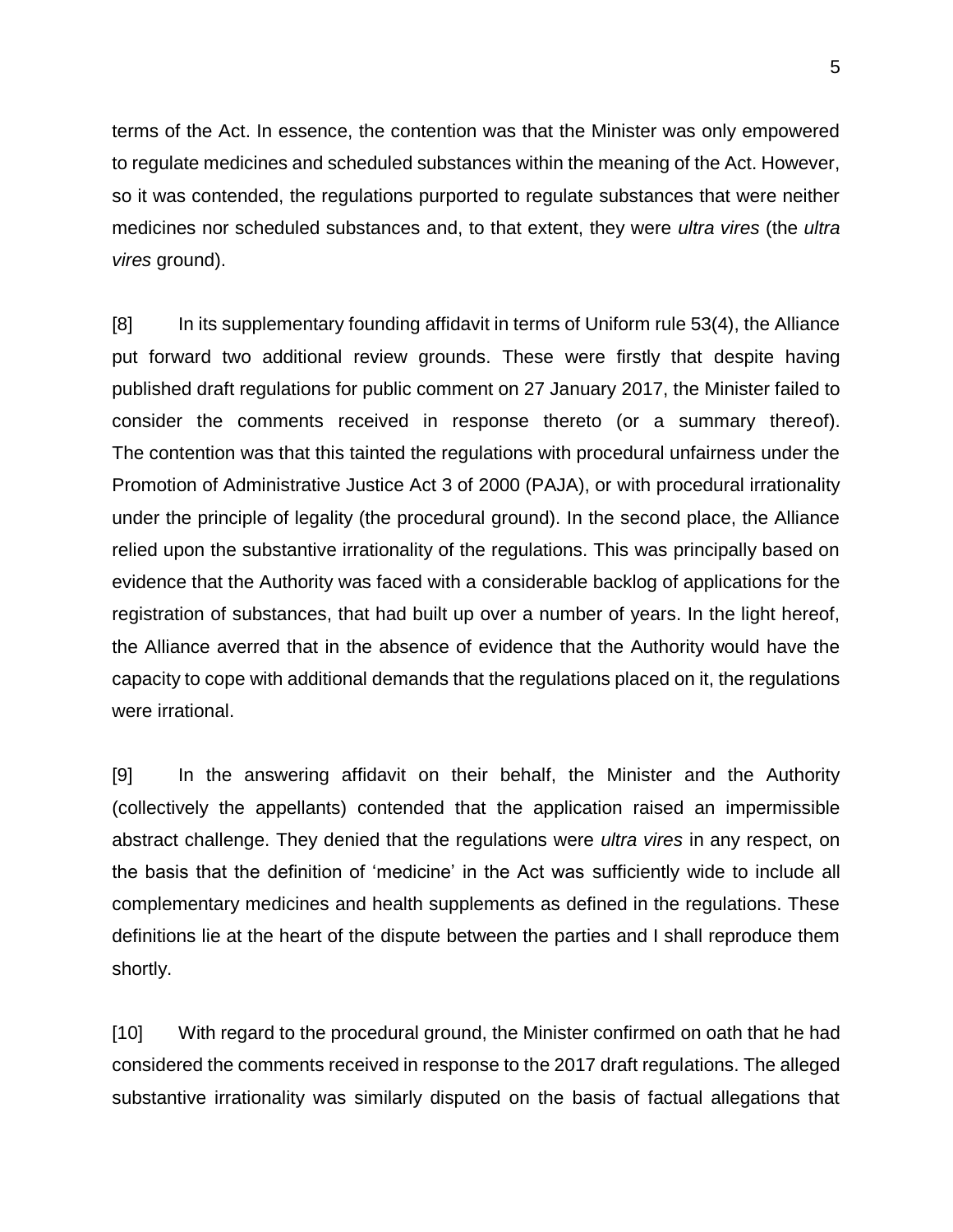terms of the Act. In essence, the contention was that the Minister was only empowered to regulate medicines and scheduled substances within the meaning of the Act. However, so it was contended, the regulations purported to regulate substances that were neither medicines nor scheduled substances and, to that extent, they were *ultra vires* (the *ultra vires* ground).

[8] In its supplementary founding affidavit in terms of Uniform rule 53(4), the Alliance put forward two additional review grounds. These were firstly that despite having published draft regulations for public comment on 27 January 2017, the Minister failed to consider the comments received in response thereto (or a summary thereof). The contention was that this tainted the regulations with procedural unfairness under the Promotion of Administrative Justice Act 3 of 2000 (PAJA), or with procedural irrationality under the principle of legality (the procedural ground). In the second place, the Alliance relied upon the substantive irrationality of the regulations. This was principally based on evidence that the Authority was faced with a considerable backlog of applications for the registration of substances, that had built up over a number of years. In the light hereof, the Alliance averred that in the absence of evidence that the Authority would have the capacity to cope with additional demands that the regulations placed on it, the regulations were irrational.

[9] In the answering affidavit on their behalf, the Minister and the Authority (collectively the appellants) contended that the application raised an impermissible abstract challenge. They denied that the regulations were *ultra vires* in any respect, on the basis that the definition of 'medicine' in the Act was sufficiently wide to include all complementary medicines and health supplements as defined in the regulations. These definitions lie at the heart of the dispute between the parties and I shall reproduce them shortly.

[10] With regard to the procedural ground, the Minister confirmed on oath that he had considered the comments received in response to the 2017 draft regulations. The alleged substantive irrationality was similarly disputed on the basis of factual allegations that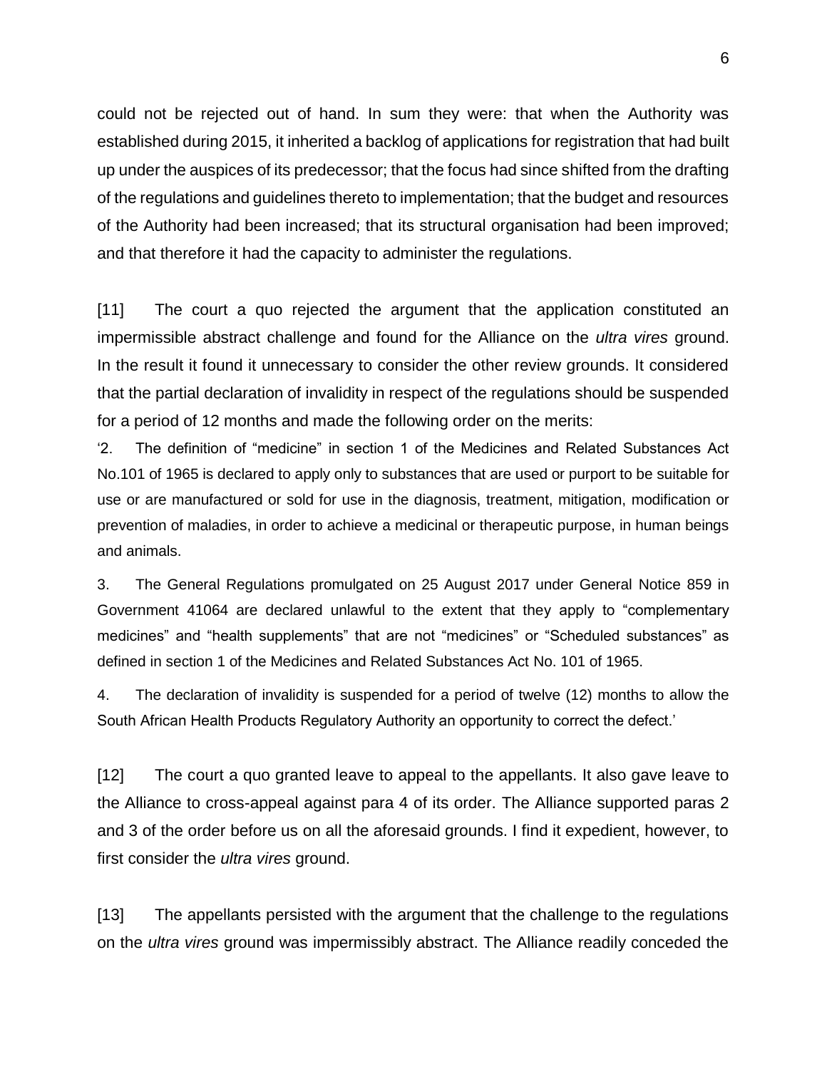could not be rejected out of hand. In sum they were: that when the Authority was established during 2015, it inherited a backlog of applications for registration that had built up under the auspices of its predecessor; that the focus had since shifted from the drafting of the regulations and guidelines thereto to implementation; that the budget and resources of the Authority had been increased; that its structural organisation had been improved; and that therefore it had the capacity to administer the regulations.

[11] The court a quo rejected the argument that the application constituted an impermissible abstract challenge and found for the Alliance on the *ultra vires* ground. In the result it found it unnecessary to consider the other review grounds. It considered that the partial declaration of invalidity in respect of the regulations should be suspended for a period of 12 months and made the following order on the merits:

> '2. The definition of "medicine" in section 1 of the Medicines and Related Substances Act No.101 of 1965 is declared to apply only to substances that are used or purport to be suitable for use or are manufactured or sold for use in the diagnosis, treatment, mitigation, modification or prevention of maladies, in order to achieve a medicinal or therapeutic purpose, in human beings and animals.
>
> 3. The General Regulations promulgated on 25 August 2017 under General Notice 859 in Government 41064 are declared unlawful to the extent that they apply to "complementary medicines" and "health supplements" that are not "medicines" or "Scheduled substances" as defined in section 1 of the Medicines and Related Substances Act No. 101 of 1965.
>
> 4. The declaration of invalidity is suspended for a period of twelve (12) months to allow the South African Health Products Regulatory Authority an opportunity to correct the defect.'

[12] The court a quo granted leave to appeal to the appellants. It also gave leave to the Alliance to cross-appeal against para 4 of its order. The Alliance supported paras 2 and 3 of the order before us on all the aforesaid grounds. I find it expedient, however, to first consider the *ultra vires* ground.

[13] The appellants persisted with the argument that the challenge to the regulations on the *ultra vires* ground was impermissibly abstract. The Alliance readily conceded the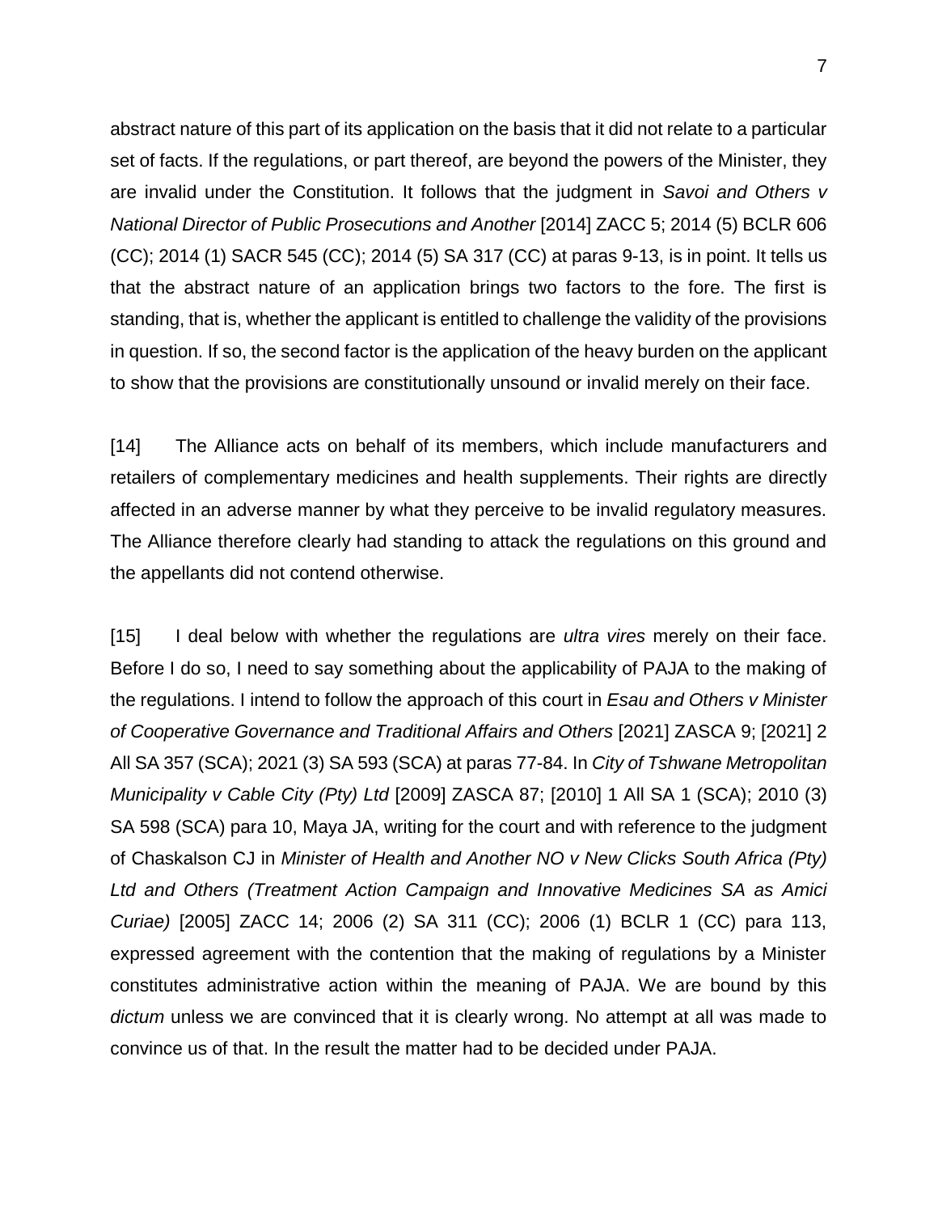abstract nature of this part of its application on the basis that it did not relate to a particular set of facts. If the regulations, or part thereof, are beyond the powers of the Minister, they are invalid under the Constitution. It follows that the judgment in *Savoi and Others v National Director of Public Prosecutions and Another* [2014] ZACC 5; 2014 (5) BCLR 606 (CC); 2014 (1) SACR 545 (CC); 2014 (5) SA 317 (CC) at paras 9-13, is in point. It tells us that the abstract nature of an application brings two factors to the fore. The first is standing, that is, whether the applicant is entitled to challenge the validity of the provisions in question. If so, the second factor is the application of the heavy burden on the applicant to show that the provisions are constitutionally unsound or invalid merely on their face.

[14] The Alliance acts on behalf of its members, which include manufacturers and retailers of complementary medicines and health supplements. Their rights are directly affected in an adverse manner by what they perceive to be invalid regulatory measures. The Alliance therefore clearly had standing to attack the regulations on this ground and the appellants did not contend otherwise.

[15] I deal below with whether the regulations are *ultra vires* merely on their face. Before I do so, I need to say something about the applicability of PAJA to the making of the regulations. I intend to follow the approach of this court in *Esau and Others v Minister of Cooperative Governance and Traditional Affairs and Others* [2021] ZASCA 9; [2021] 2 All SA 357 (SCA); 2021 (3) SA 593 (SCA) at paras 77-84. In *City of Tshwane Metropolitan Municipality v Cable City (Pty) Ltd* [2009] ZASCA 87; [2010] 1 All SA 1 (SCA); 2010 (3) SA 598 (SCA) para 10, Maya JA, writing for the court and with reference to the judgment of Chaskalson CJ in *Minister of Health and Another NO v New Clicks South Africa (Pty) Ltd and Others (Treatment Action Campaign and Innovative Medicines SA as Amici Curiae)* [2005] ZACC 14; 2006 (2) SA 311 (CC); 2006 (1) BCLR 1 (CC) para 113, expressed agreement with the contention that the making of regulations by a Minister constitutes administrative action within the meaning of PAJA. We are bound by this *dictum* unless we are convinced that it is clearly wrong. No attempt at all was made to convince us of that. In the result the matter had to be decided under PAJA.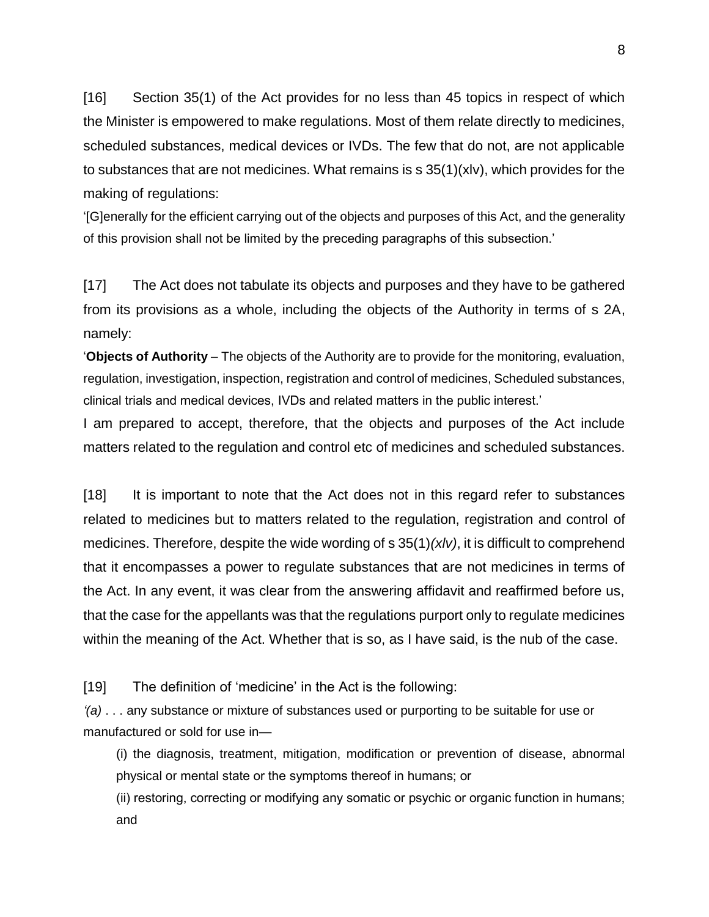[16] Section 35(1) of the Act provides for no less than 45 topics in respect of which the Minister is empowered to make regulations. Most of them relate directly to medicines, scheduled substances, medical devices or IVDs. The few that do not, are not applicable to substances that are not medicines. What remains is s 35(1)(xlv), which provides for the making of regulations:

'[G]enerally for the efficient carrying out of the objects and purposes of this Act, and the generality of this provision shall not be limited by the preceding paragraphs of this subsection.'

[17] The Act does not tabulate its objects and purposes and they have to be gathered from its provisions as a whole, including the objects of the Authority in terms of s 2A, namely:

'**Objects of Authority** – The objects of the Authority are to provide for the monitoring, evaluation, regulation, investigation, inspection, registration and control of medicines, Scheduled substances, clinical trials and medical devices, IVDs and related matters in the public interest.'

I am prepared to accept, therefore, that the objects and purposes of the Act include matters related to the regulation and control etc of medicines and scheduled substances.

[18] It is important to note that the Act does not in this regard refer to substances related to medicines but to matters related to the regulation, registration and control of medicines. Therefore, despite the wide wording of s 35(1)*(xlv)*, it is difficult to comprehend that it encompasses a power to regulate substances that are not medicines in terms of the Act. In any event, it was clear from the answering affidavit and reaffirmed before us, that the case for the appellants was that the regulations purport only to regulate medicines within the meaning of the Act. Whether that is so, as I have said, is the nub of the case.

[19] The definition of 'medicine' in the Act is the following:

*'(a)* . . . any substance or mixture of substances used or purporting to be suitable for use or manufactured or sold for use in—

(i) the diagnosis, treatment, mitigation, modification or prevention of disease, abnormal physical or mental state or the symptoms thereof in humans; or

(ii) restoring, correcting or modifying any somatic or psychic or organic function in humans; and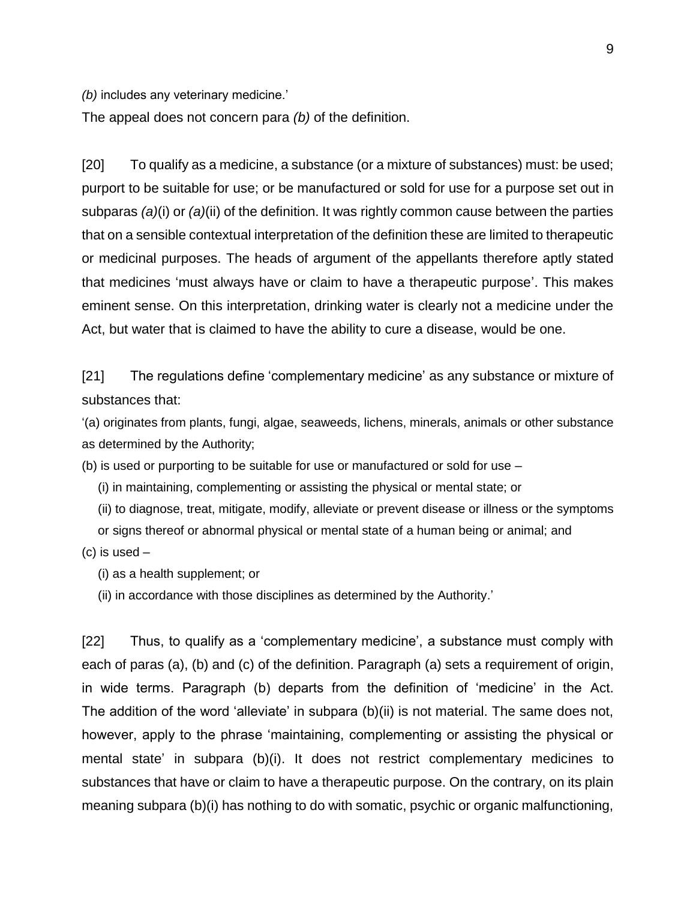*(b)* includes any veterinary medicine.'

The appeal does not concern para *(b)* of the definition.

[20] To qualify as a medicine, a substance (or a mixture of substances) must: be used; purport to be suitable for use; or be manufactured or sold for use for a purpose set out in subparas *(a)*(i) or *(a)*(ii) of the definition. It was rightly common cause between the parties that on a sensible contextual interpretation of the definition these are limited to therapeutic or medicinal purposes. The heads of argument of the appellants therefore aptly stated that medicines 'must always have or claim to have a therapeutic purpose'. This makes eminent sense. On this interpretation, drinking water is clearly not a medicine under the Act, but water that is claimed to have the ability to cure a disease, would be one.

[21] The regulations define 'complementary medicine' as any substance or mixture of substances that:

'(a) originates from plants, fungi, algae, seaweeds, lichens, minerals, animals or other substance as determined by the Authority;

(b) is used or purporting to be suitable for use or manufactured or sold for use –

(i) in maintaining, complementing or assisting the physical or mental state; or

(ii) to diagnose, treat, mitigate, modify, alleviate or prevent disease or illness or the symptoms or signs thereof or abnormal physical or mental state of a human being or animal; and

(c) is used –

(i) as a health supplement; or

(ii) in accordance with those disciplines as determined by the Authority.'

[22] Thus, to qualify as a 'complementary medicine', a substance must comply with each of paras (a), (b) and (c) of the definition. Paragraph (a) sets a requirement of origin, in wide terms. Paragraph (b) departs from the definition of 'medicine' in the Act. The addition of the word 'alleviate' in subpara (b)(ii) is not material. The same does not, however, apply to the phrase 'maintaining, complementing or assisting the physical or mental state' in subpara (b)(i). It does not restrict complementary medicines to substances that have or claim to have a therapeutic purpose. On the contrary, on its plain meaning subpara (b)(i) has nothing to do with somatic, psychic or organic malfunctioning,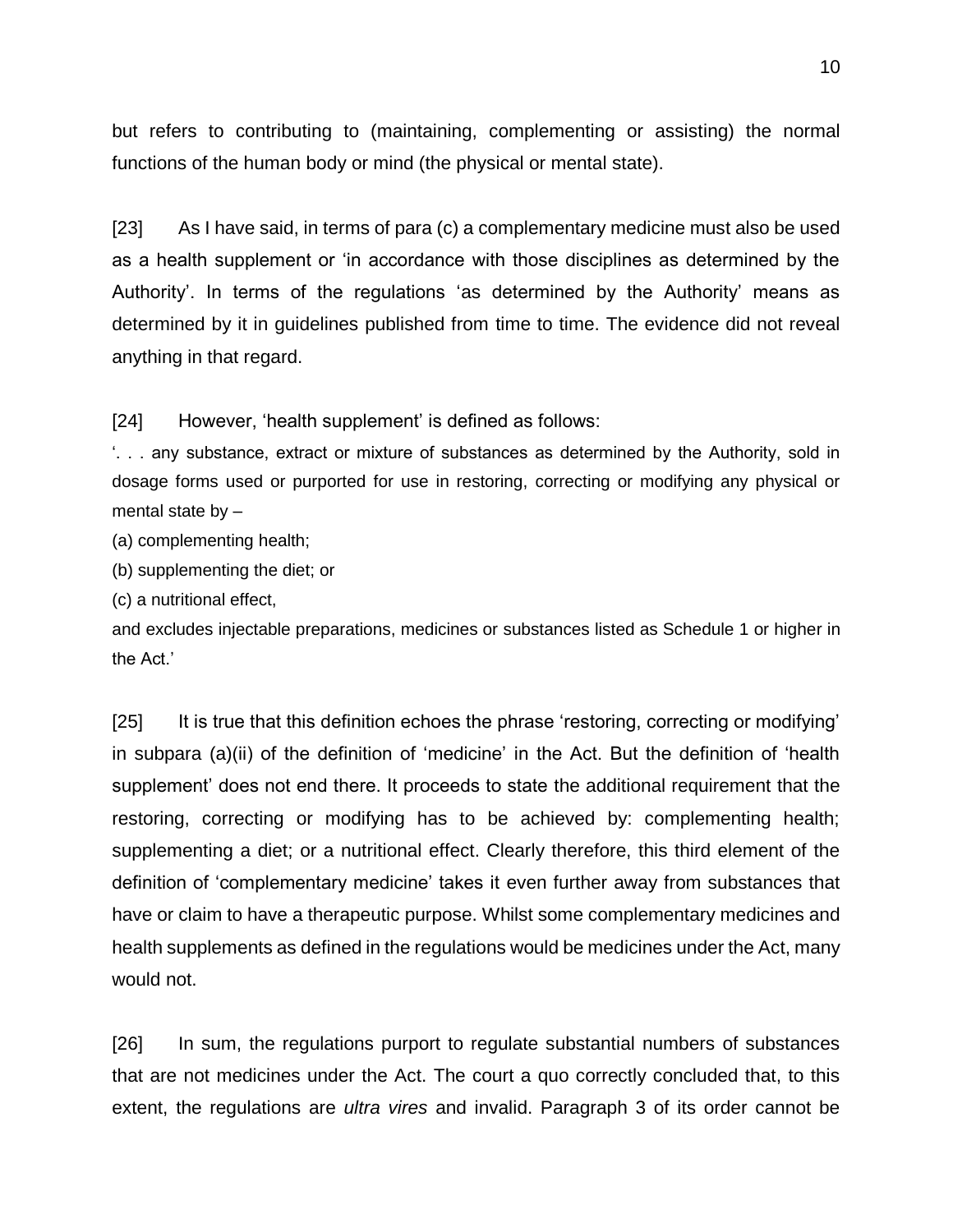but refers to contributing to (maintaining, complementing or assisting) the normal functions of the human body or mind (the physical or mental state).

[23] As I have said, in terms of para (c) a complementary medicine must also be used as a health supplement or 'in accordance with those disciplines as determined by the Authority'. In terms of the regulations 'as determined by the Authority' means as determined by it in guidelines published from time to time. The evidence did not reveal anything in that regard.

[24] However, 'health supplement' is defined as follows:

'. . . any substance, extract or mixture of substances as determined by the Authority, sold in dosage forms used or purported for use in restoring, correcting or modifying any physical or mental state by –

(a) complementing health;

(b) supplementing the diet; or

(c) a nutritional effect,

and excludes injectable preparations, medicines or substances listed as Schedule 1 or higher in the Act.'

[25] It is true that this definition echoes the phrase 'restoring, correcting or modifying' in subpara (a)(ii) of the definition of 'medicine' in the Act. But the definition of 'health supplement' does not end there. It proceeds to state the additional requirement that the restoring, correcting or modifying has to be achieved by: complementing health; supplementing a diet; or a nutritional effect. Clearly therefore, this third element of the definition of 'complementary medicine' takes it even further away from substances that have or claim to have a therapeutic purpose. Whilst some complementary medicines and health supplements as defined in the regulations would be medicines under the Act, many would not.

[26] In sum, the regulations purport to regulate substantial numbers of substances that are not medicines under the Act. The court a quo correctly concluded that, to this extent, the regulations are *ultra vires* and invalid. Paragraph 3 of its order cannot be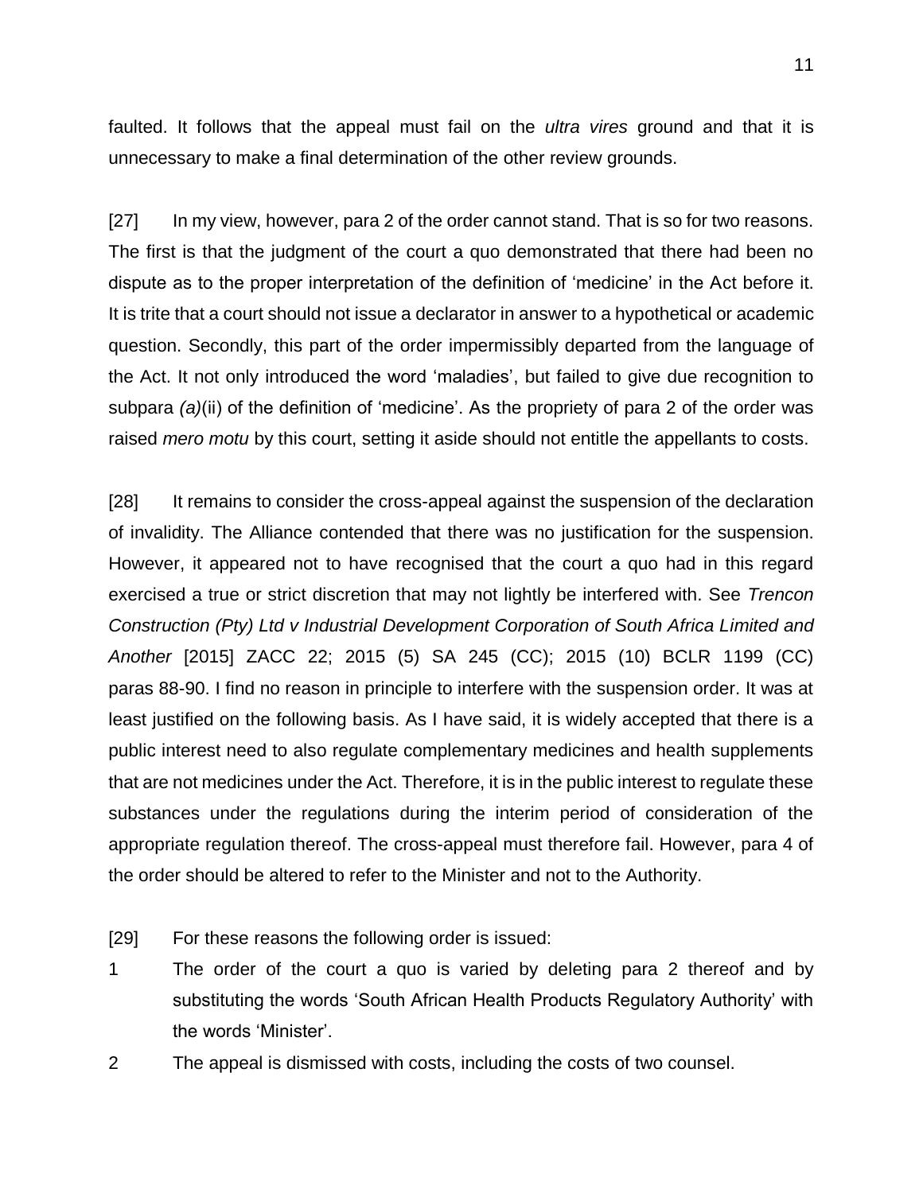faulted. It follows that the appeal must fail on the *ultra vires* ground and that it is unnecessary to make a final determination of the other review grounds.

[27] In my view, however, para 2 of the order cannot stand. That is so for two reasons. The first is that the judgment of the court a quo demonstrated that there had been no dispute as to the proper interpretation of the definition of 'medicine' in the Act before it. It is trite that a court should not issue a declarator in answer to a hypothetical or academic question. Secondly, this part of the order impermissibly departed from the language of the Act. It not only introduced the word 'maladies', but failed to give due recognition to subpara *(a)*(ii) of the definition of 'medicine'. As the propriety of para 2 of the order was raised *mero motu* by this court, setting it aside should not entitle the appellants to costs.

[28] It remains to consider the cross-appeal against the suspension of the declaration of invalidity. The Alliance contended that there was no justification for the suspension. However, it appeared not to have recognised that the court a quo had in this regard exercised a true or strict discretion that may not lightly be interfered with. See *Trencon Construction (Pty) Ltd v Industrial Development Corporation of South Africa Limited and Another* [2015] ZACC 22; 2015 (5) SA 245 (CC); 2015 (10) BCLR 1199 (CC) paras 88-90. I find no reason in principle to interfere with the suspension order. It was at least justified on the following basis. As I have said, it is widely accepted that there is a public interest need to also regulate complementary medicines and health supplements that are not medicines under the Act. Therefore, it is in the public interest to regulate these substances under the regulations during the interim period of consideration of the appropriate regulation thereof. The cross-appeal must therefore fail. However, para 4 of the order should be altered to refer to the Minister and not to the Authority.

[29] For these reasons the following order is issued:

1 The order of the court a quo is varied by deleting para 2 thereof and by substituting the words 'South African Health Products Regulatory Authority' with the words 'Minister'.

2 The appeal is dismissed with costs, including the costs of two counsel.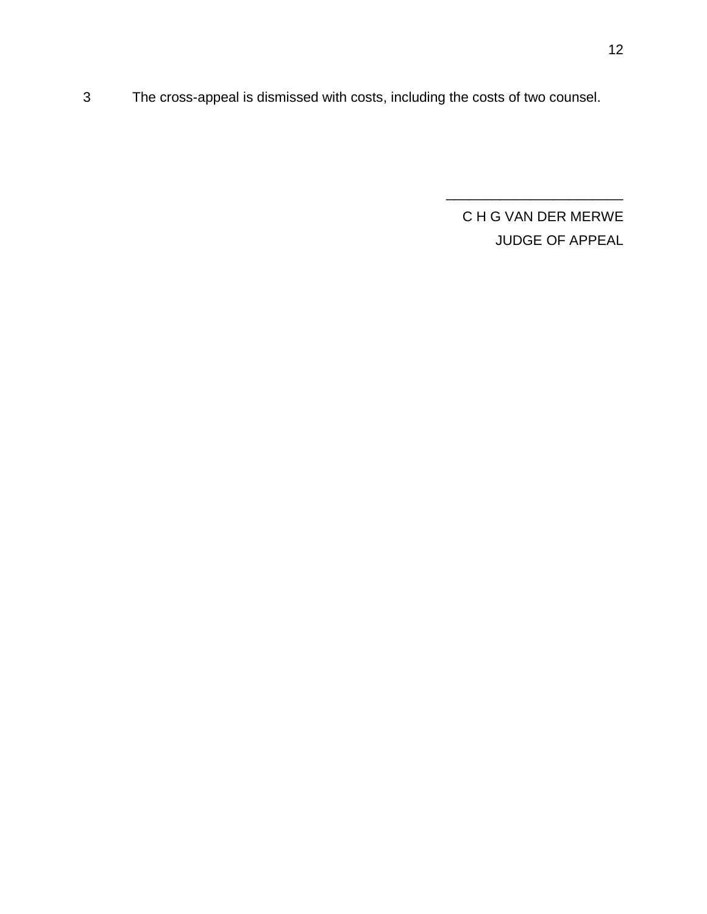3 The cross-appeal is dismissed with costs, including the costs of two counsel.

\_\_\_\_\_\_\_\_\_\_\_\_\_\_\_\_\_\_\_\_\_\_\_

C H G VAN DER MERWE

JUDGE OF APPEAL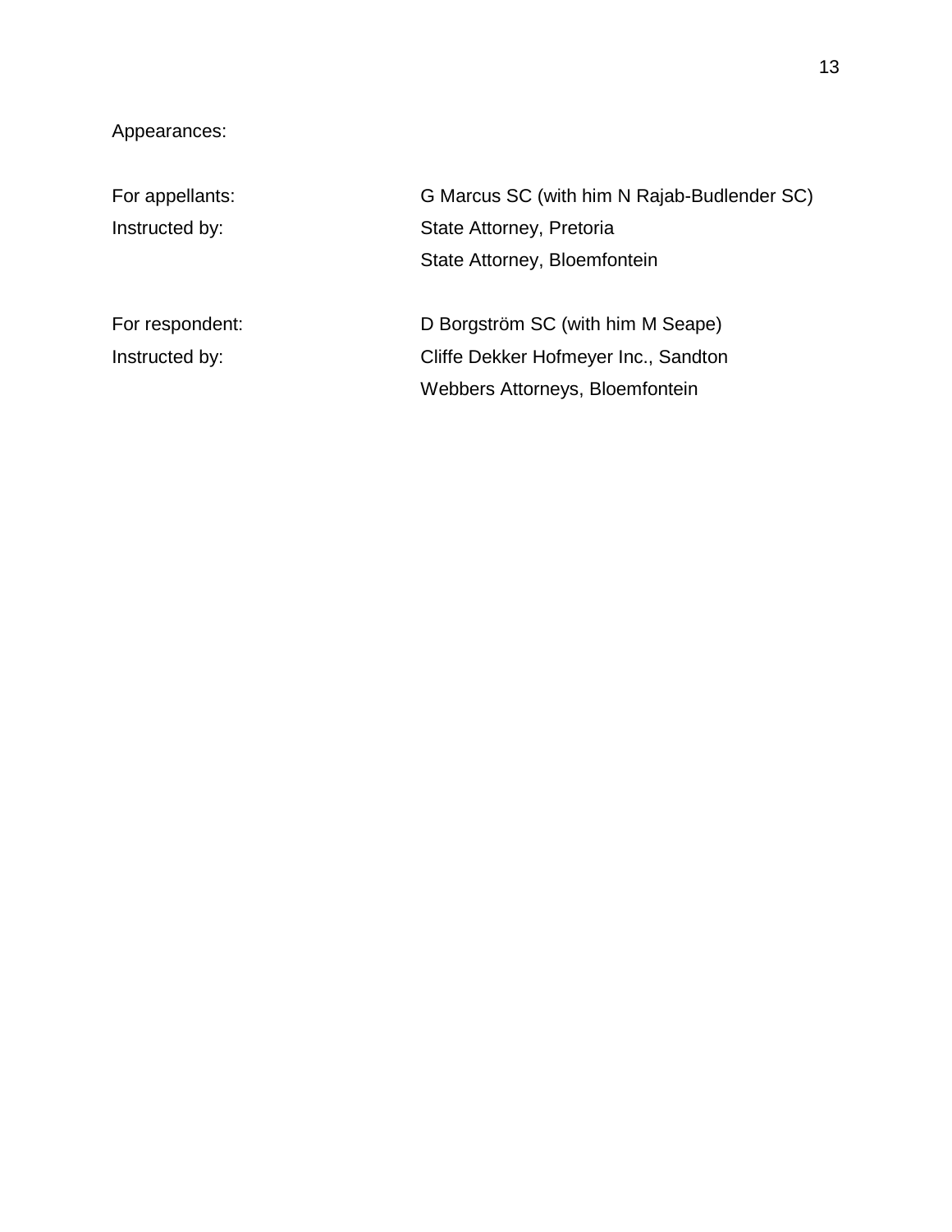Appearances:

| | |
|---|---|
| For appellants: | G Marcus SC (with him N Rajab-Budlender SC) |
| Instructed by: | State Attorney, Pretoria |
| | State Attorney, Bloemfontein |
| | |
| For respondent: | D Borgström SC (with him M Seape) |
| Instructed by: | Cliffe Dekker Hofmeyer Inc., Sandton |
| | Webbers Attorneys, Bloemfontein |